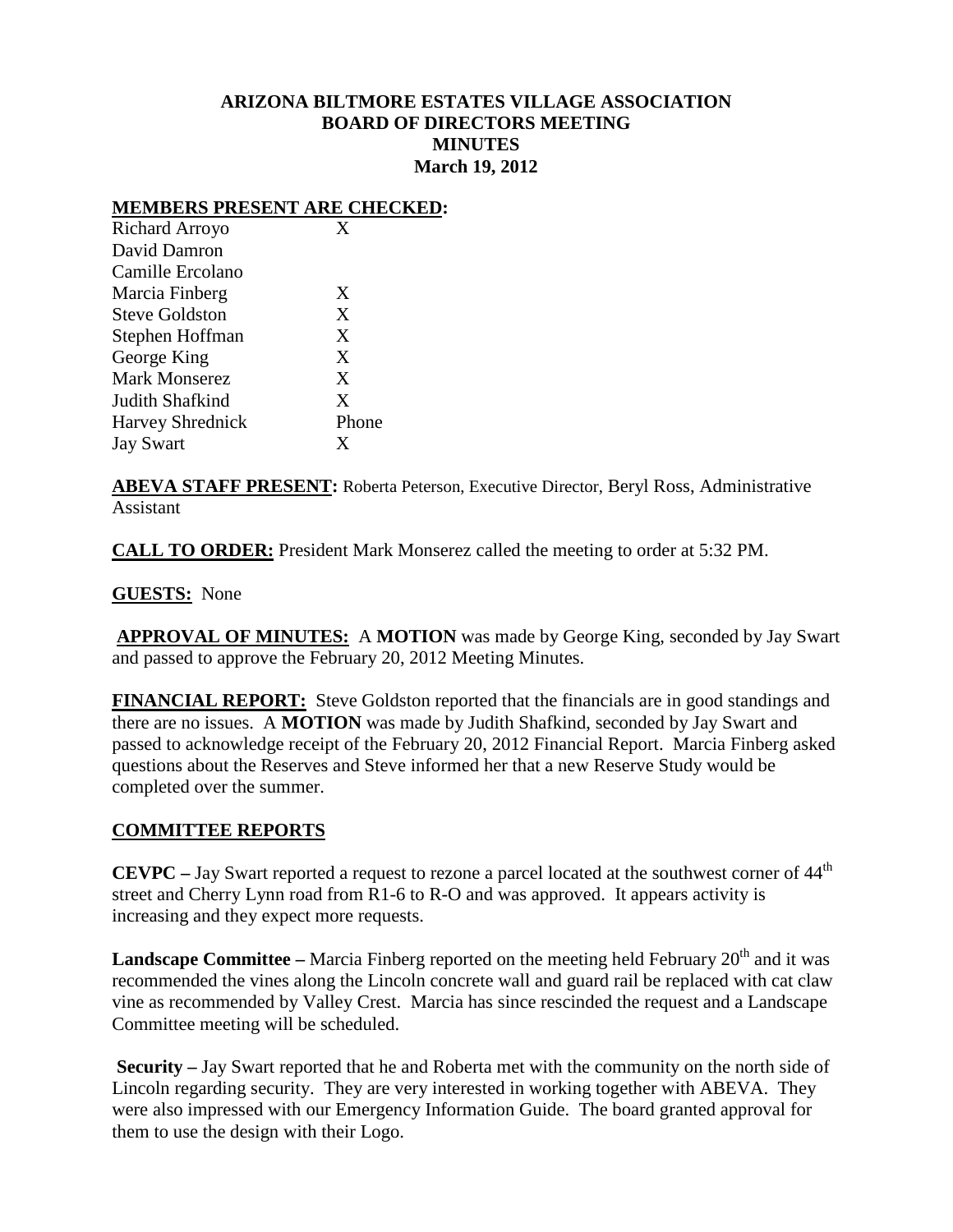# ARIZONA BILTMORE ESTATES VILLAGE ASSOCIATION
## BOARD OF DIRECTORS MEETING
## MINUTES
## March 19, 2012

**MEMBERS PRESENT ARE CHECKED:**

| | |
|---|---|
| Richard Arroyo | X |
| David Damron | |
| Camille Ercolano | |
| Marcia Finberg | X |
| Steve Goldston | X |
| Stephen Hoffman | X |
| George King | X |
| Mark Monserez | X |
| Judith Shafkind | X |
| Harvey Shrednick | Phone |
| Jay Swart | X |

**ABEVA STAFF PRESENT:** Roberta Peterson, Executive Director, Beryl Ross, Administrative Assistant

**CALL TO ORDER:** President Mark Monserez called the meeting to order at 5:32 PM.

**GUESTS:** None

**APPROVAL OF MINUTES:** A **MOTION** was made by George King, seconded by Jay Swart and passed to approve the February 20, 2012 Meeting Minutes.

**FINANCIAL REPORT:** Steve Goldston reported that the financials are in good standings and there are no issues. A **MOTION** was made by Judith Shafkind, seconded by Jay Swart and passed to acknowledge receipt of the February 20, 2012 Financial Report. Marcia Finberg asked questions about the Reserves and Steve informed her that a new Reserve Study would be completed over the summer.

## COMMITTEE REPORTS

**CEVPC –** Jay Swart reported a request to rezone a parcel located at the southwest corner of 44th street and Cherry Lynn road from R1-6 to R-O and was approved. It appears activity is increasing and they expect more requests.

**Landscape Committee –** Marcia Finberg reported on the meeting held February 20th and it was recommended the vines along the Lincoln concrete wall and guard rail be replaced with cat claw vine as recommended by Valley Crest. Marcia has since rescinded the request and a Landscape Committee meeting will be scheduled.

**Security –** Jay Swart reported that he and Roberta met with the community on the north side of Lincoln regarding security. They are very interested in working together with ABEVA. They were also impressed with our Emergency Information Guide. The board granted approval for them to use the design with their Logo.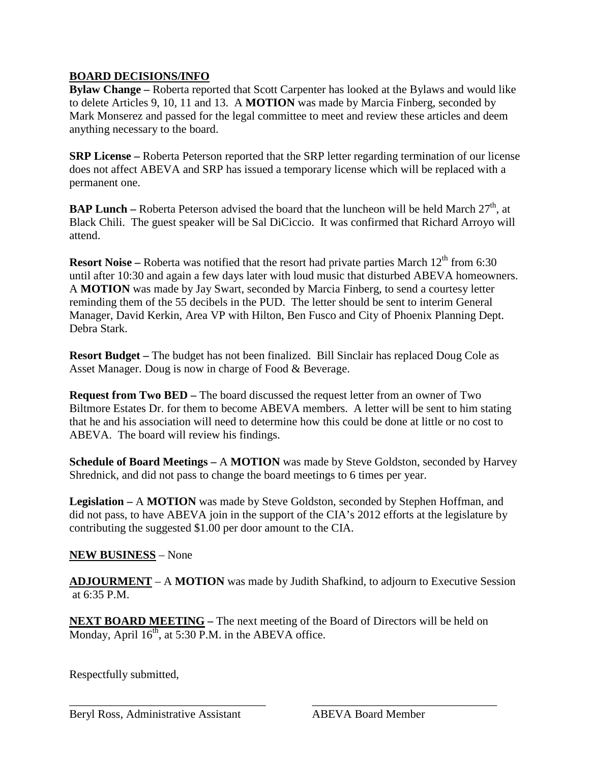**BOARD DECISIONS/INFO**

**Bylaw Change –** Roberta reported that Scott Carpenter has looked at the Bylaws and would like to delete Articles 9, 10, 11 and 13. A **MOTION** was made by Marcia Finberg, seconded by Mark Monserez and passed for the legal committee to meet and review these articles and deem anything necessary to the board.

**SRP License –** Roberta Peterson reported that the SRP letter regarding termination of our license does not affect ABEVA and SRP has issued a temporary license which will be replaced with a permanent one.

**BAP Lunch –** Roberta Peterson advised the board that the luncheon will be held March 27th, at Black Chili. The guest speaker will be Sal DiCiccio. It was confirmed that Richard Arroyo will attend.

**Resort Noise –** Roberta was notified that the resort had private parties March 12th from 6:30 until after 10:30 and again a few days later with loud music that disturbed ABEVA homeowners. A **MOTION** was made by Jay Swart, seconded by Marcia Finberg, to send a courtesy letter reminding them of the 55 decibels in the PUD. The letter should be sent to interim General Manager, David Kerkin, Area VP with Hilton, Ben Fusco and City of Phoenix Planning Dept. Debra Stark.

**Resort Budget –** The budget has not been finalized. Bill Sinclair has replaced Doug Cole as Asset Manager. Doug is now in charge of Food & Beverage.

**Request from Two BED –** The board discussed the request letter from an owner of Two Biltmore Estates Dr. for them to become ABEVA members. A letter will be sent to him stating that he and his association will need to determine how this could be done at little or no cost to ABEVA. The board will review his findings.

**Schedule of Board Meetings –** A **MOTION** was made by Steve Goldston, seconded by Harvey Shrednick, and did not pass to change the board meetings to 6 times per year.

**Legislation –** A **MOTION** was made by Steve Goldston, seconded by Stephen Hoffman, and did not pass, to have ABEVA join in the support of the CIA's 2012 efforts at the legislature by contributing the suggested $1.00 per door amount to the CIA.

**NEW BUSINESS** – None

**ADJOURMENT** – A **MOTION** was made by Judith Shafkind, to adjourn to Executive Session at 6:35 P.M.

**NEXT BOARD MEETING –** The next meeting of the Board of Directors will be held on Monday, April 16th, at 5:30 P.M. in the ABEVA office.

Respectfully submitted,

\_\_\_\_\_\_\_\_\_\_\_\_\_\_\_\_\_\_\_\_\_\_\_\_\_\_\_\_\_\_\_\_\_\_\_ \_\_\_\_\_\_\_\_\_\_\_\_\_\_\_\_\_\_\_\_\_\_\_\_\_\_\_\_\_\_\_\_\_\_\_

Beryl Ross, Administrative Assistant ABEVA Board Member